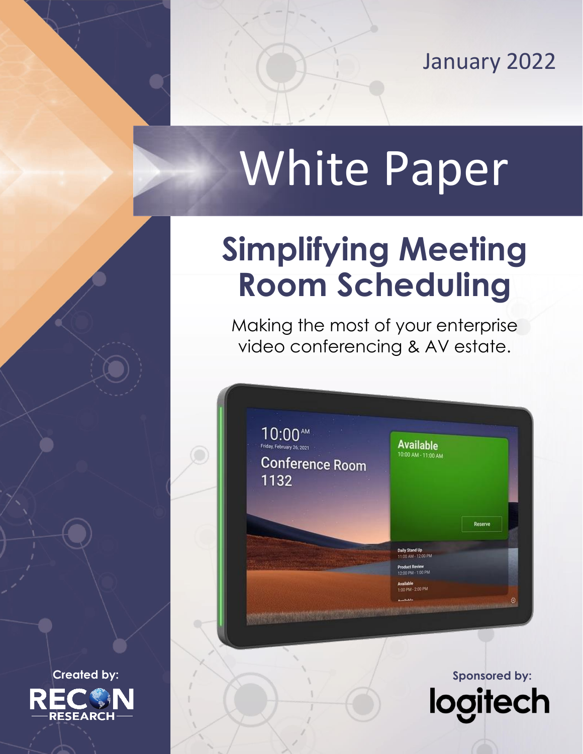January 2022

# White Paper

## Simplifying Meeting Room Scheduling

Making the most of your enterprise video conferencing & AV estate.

Created by: RECON RESEARCH

Sponsored by: logitech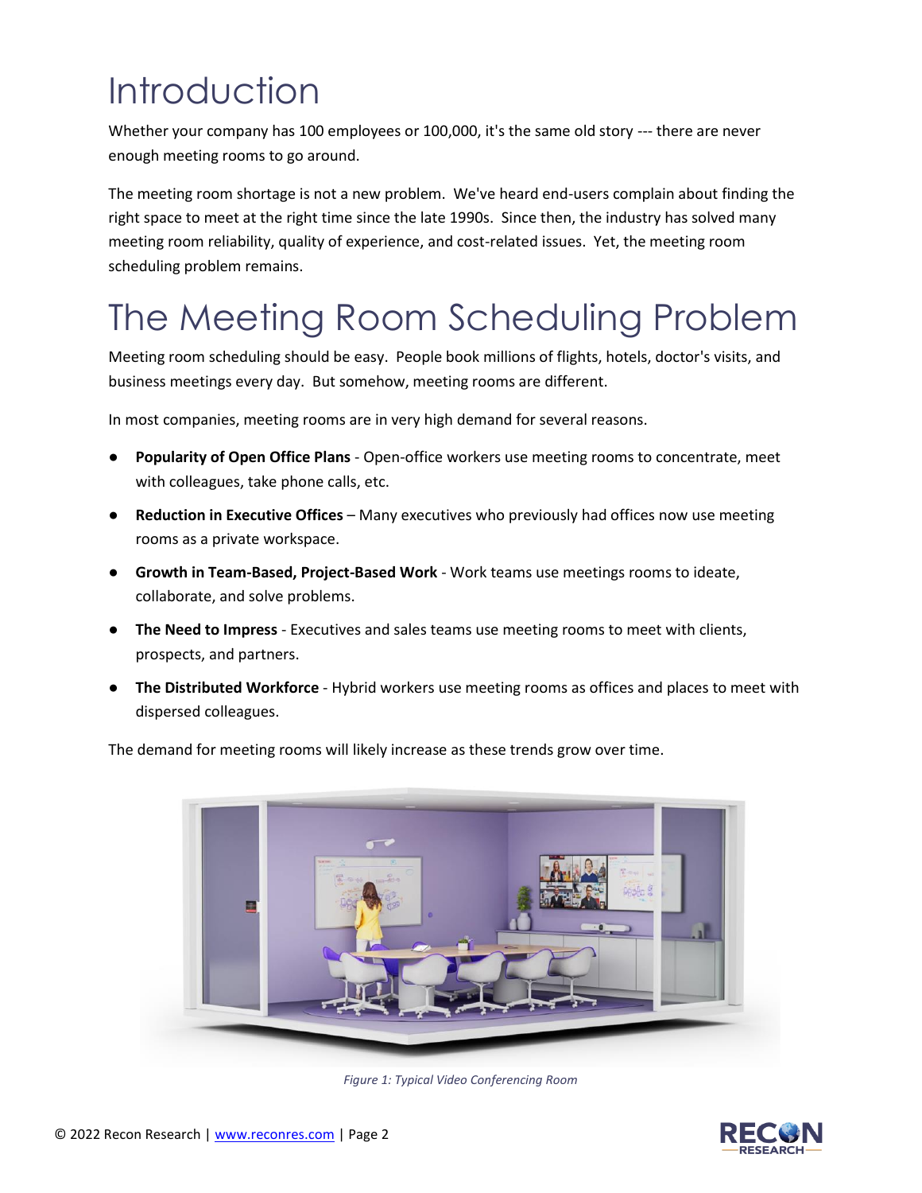# Introduction

Whether your company has 100 employees or 100,000, it's the same old story --- there are never enough meeting rooms to go around.

The meeting room shortage is not a new problem. We've heard end-users complain about finding the right space to meet at the right time since the late 1990s. Since then, the industry has solved many meeting room reliability, quality of experience, and cost-related issues. Yet, the meeting room scheduling problem remains.

# The Meeting Room Scheduling Problem

Meeting room scheduling should be easy. People book millions of flights, hotels, doctor's visits, and business meetings every day. But somehow, meeting rooms are different.

In most companies, meeting rooms are in very high demand for several reasons.

- **Popularity of Open Office Plans** - Open-office workers use meeting rooms to concentrate, meet with colleagues, take phone calls, etc.
- **Reduction in Executive Offices** – Many executives who previously had offices now use meeting rooms as a private workspace.
- **Growth in Team-Based, Project-Based Work** - Work teams use meetings rooms to ideate, collaborate, and solve problems.
- **The Need to Impress** - Executives and sales teams use meeting rooms to meet with clients, prospects, and partners.
- **The Distributed Workforce** - Hybrid workers use meeting rooms as offices and places to meet with dispersed colleagues.

The demand for meeting rooms will likely increase as these trends grow over time.

*Figure 1: Typical Video Conferencing Room*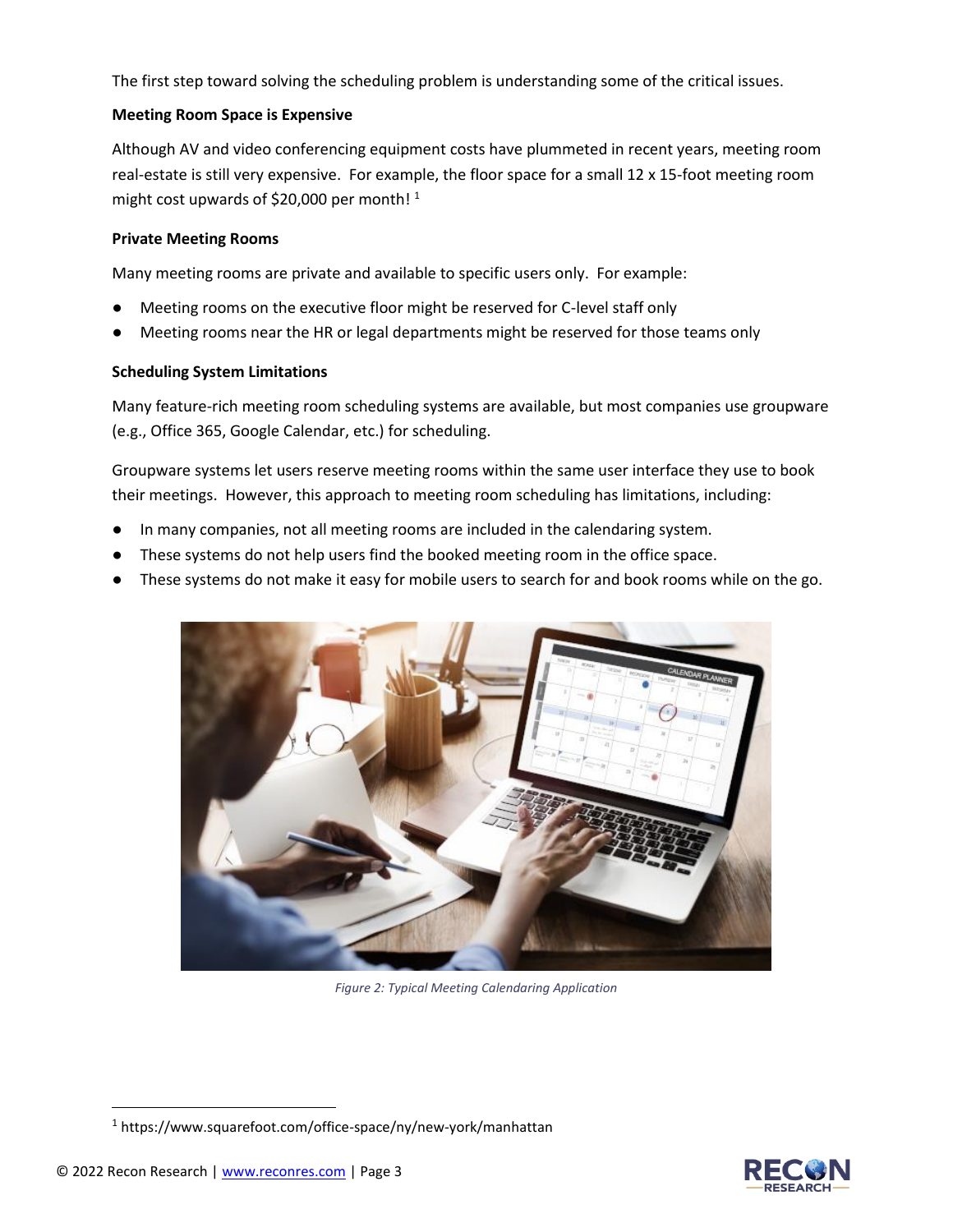The first step toward solving the scheduling problem is understanding some of the critical issues.

**Meeting Room Space is Expensive**

Although AV and video conferencing equipment costs have plummeted in recent years, meeting room real-estate is still very expensive. For example, the floor space for a small 12 x 15-foot meeting room might cost upwards of $20,000 per month! [1]

**Private Meeting Rooms**

Many meeting rooms are private and available to specific users only. For example:

- Meeting rooms on the executive floor might be reserved for C-level staff only
- Meeting rooms near the HR or legal departments might be reserved for those teams only

**Scheduling System Limitations**

Many feature-rich meeting room scheduling systems are available, but most companies use groupware (e.g., Office 365, Google Calendar, etc.) for scheduling.

Groupware systems let users reserve meeting rooms within the same user interface they use to book their meetings. However, this approach to meeting room scheduling has limitations, including:

- In many companies, not all meeting rooms are included in the calendaring system.
- These systems do not help users find the booked meeting room in the office space.
- These systems do not make it easy for mobile users to search for and book rooms while on the go.

*Figure 2: Typical Meeting Calendaring Application*

[1] https://www.squarefoot.com/office-space/ny/new-york/manhattan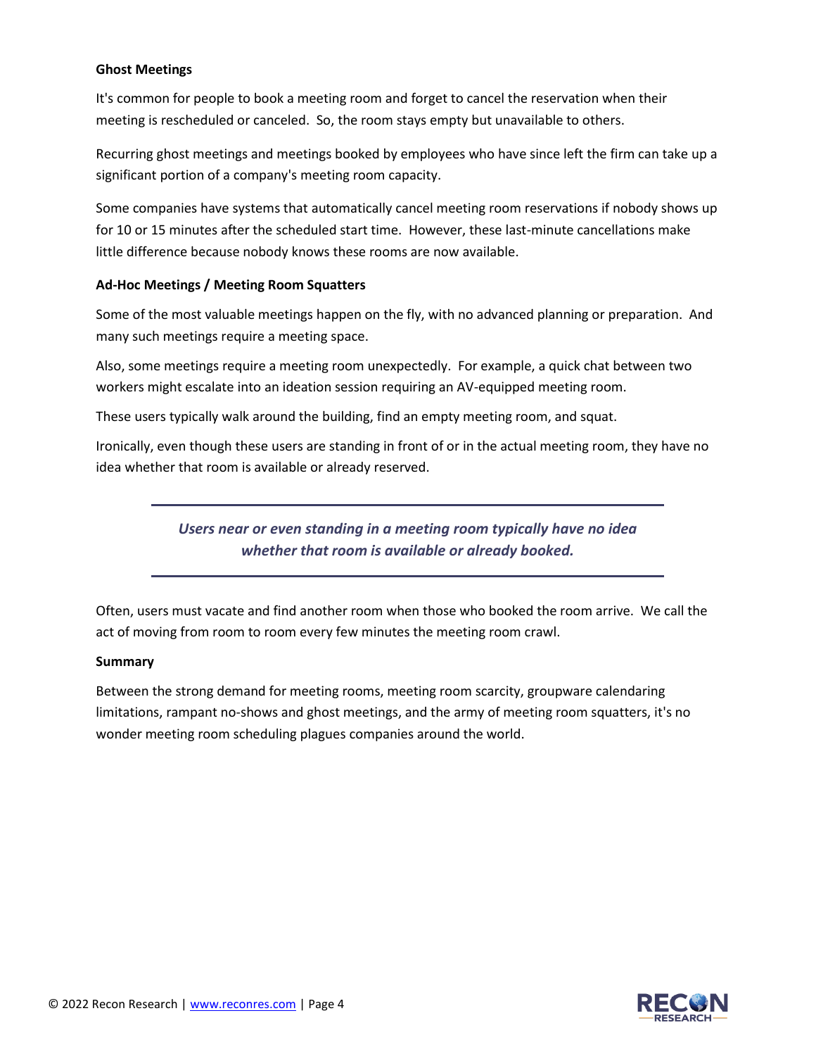### Ghost Meetings

It's common for people to book a meeting room and forget to cancel the reservation when their meeting is rescheduled or canceled. So, the room stays empty but unavailable to others.

Recurring ghost meetings and meetings booked by employees who have since left the firm can take up a significant portion of a company's meeting room capacity.

Some companies have systems that automatically cancel meeting room reservations if nobody shows up for 10 or 15 minutes after the scheduled start time. However, these last-minute cancellations make little difference because nobody knows these rooms are now available.

### Ad-Hoc Meetings / Meeting Room Squatters

Some of the most valuable meetings happen on the fly, with no advanced planning or preparation. And many such meetings require a meeting space.

Also, some meetings require a meeting room unexpectedly. For example, a quick chat between two workers might escalate into an ideation session requiring an AV-equipped meeting room.

These users typically walk around the building, find an empty meeting room, and squat.

Ironically, even though these users are standing in front of or in the actual meeting room, they have no idea whether that room is available or already reserved.

---

***Users near or even standing in a meeting room typically have no idea whether that room is available or already booked.***

---

Often, users must vacate and find another room when those who booked the room arrive. We call the act of moving from room to room every few minutes the meeting room crawl.

### Summary

Between the strong demand for meeting rooms, meeting room scarcity, groupware calendaring limitations, rampant no-shows and ghost meetings, and the army of meeting room squatters, it's no wonder meeting room scheduling plagues companies around the world.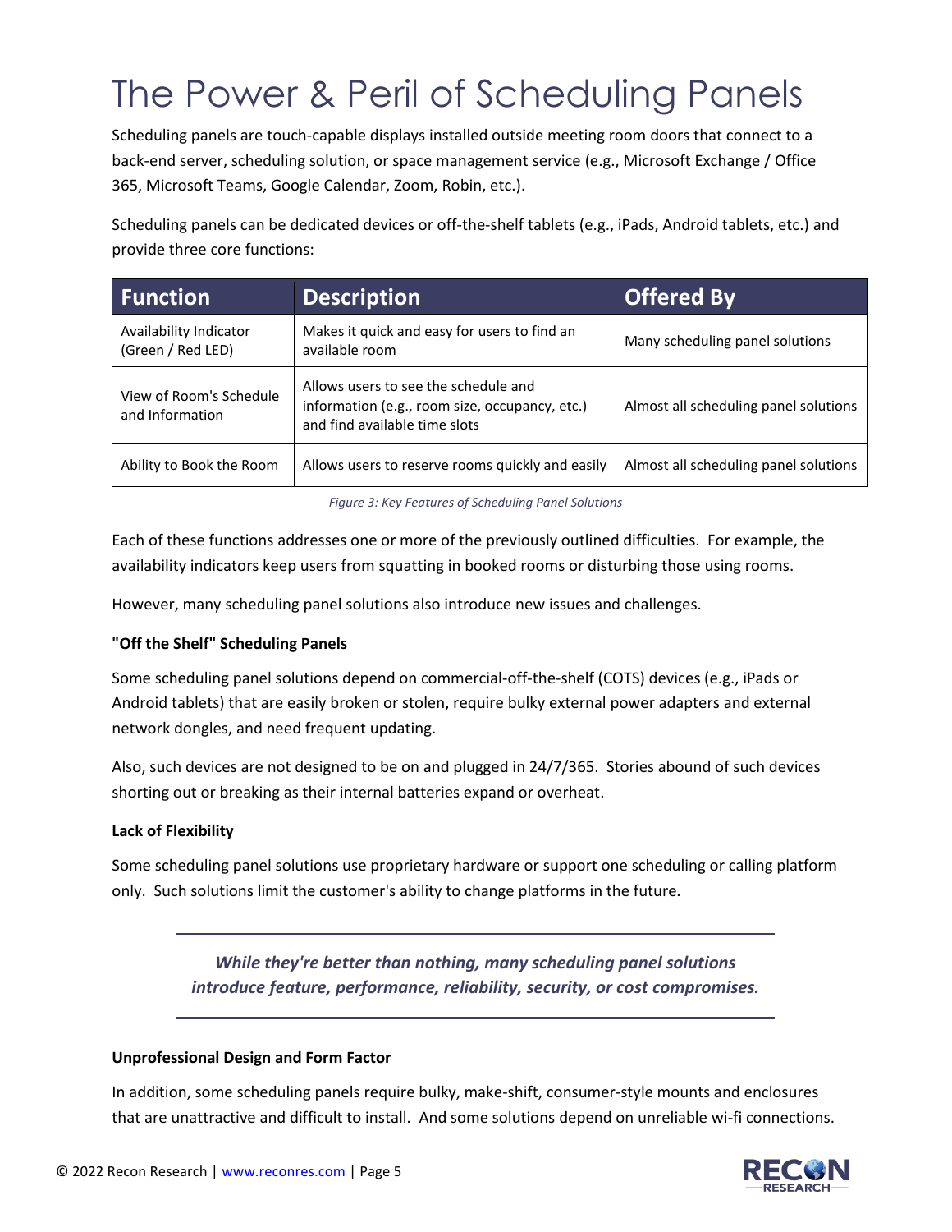# The Power & Peril of Scheduling Panels

Scheduling panels are touch-capable displays installed outside meeting room doors that connect to a back-end server, scheduling solution, or space management service (e.g., Microsoft Exchange / Office 365, Microsoft Teams, Google Calendar, Zoom, Robin, etc.).

Scheduling panels can be dedicated devices or off-the-shelf tablets (e.g., iPads, Android tablets, etc.) and provide three core functions:

| Function | Description | Offered By |
|---|---|---|
| Availability Indicator (Green / Red LED) | Makes it quick and easy for users to find an available room | Many scheduling panel solutions |
| View of Room's Schedule and Information | Allows users to see the schedule and information (e.g., room size, occupancy, etc.) and find available time slots | Almost all scheduling panel solutions |
| Ability to Book the Room | Allows users to reserve rooms quickly and easily | Almost all scheduling panel solutions |

*Figure 3: Key Features of Scheduling Panel Solutions*

Each of these functions addresses one or more of the previously outlined difficulties. For example, the availability indicators keep users from squatting in booked rooms or disturbing those using rooms.

However, many scheduling panel solutions also introduce new issues and challenges.

**"Off the Shelf" Scheduling Panels**

Some scheduling panel solutions depend on commercial-off-the-shelf (COTS) devices (e.g., iPads or Android tablets) that are easily broken or stolen, require bulky external power adapters and external network dongles, and need frequent updating.

Also, such devices are not designed to be on and plugged in 24/7/365. Stories abound of such devices shorting out or breaking as their internal batteries expand or overheat.

**Lack of Flexibility**

Some scheduling panel solutions use proprietary hardware or support one scheduling or calling platform only. Such solutions limit the customer's ability to change platforms in the future.

> ***While they're better than nothing, many scheduling panel solutions introduce feature, performance, reliability, security, or cost compromises.***

**Unprofessional Design and Form Factor**

In addition, some scheduling panels require bulky, make-shift, consumer-style mounts and enclosures that are unattractive and difficult to install. And some solutions depend on unreliable wi-fi connections.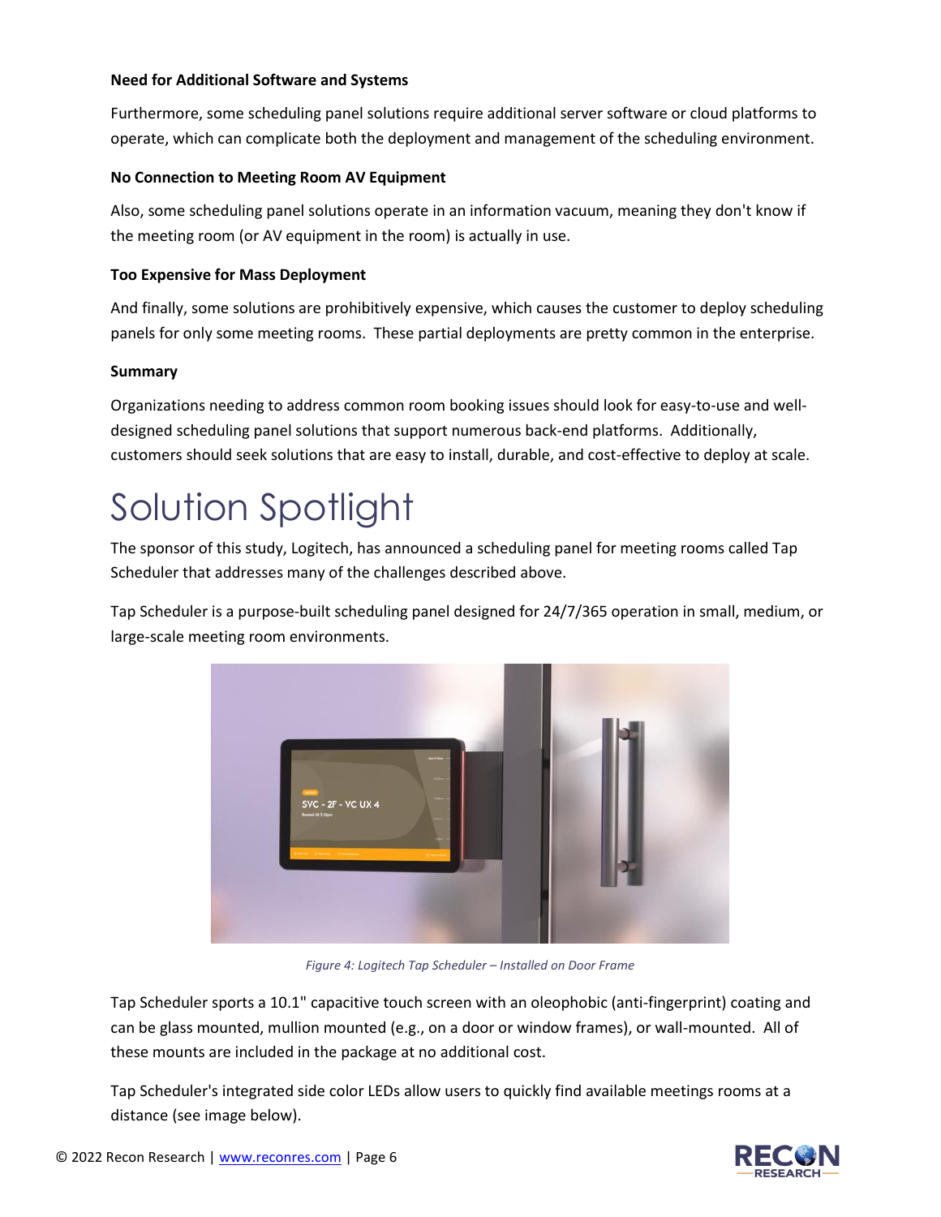**Need for Additional Software and Systems**

Furthermore, some scheduling panel solutions require additional server software or cloud platforms to operate, which can complicate both the deployment and management of the scheduling environment.

**No Connection to Meeting Room AV Equipment**

Also, some scheduling panel solutions operate in an information vacuum, meaning they don't know if the meeting room (or AV equipment in the room) is actually in use.

**Too Expensive for Mass Deployment**

And finally, some solutions are prohibitively expensive, which causes the customer to deploy scheduling panels for only some meeting rooms. These partial deployments are pretty common in the enterprise.

**Summary**

Organizations needing to address common room booking issues should look for easy-to-use and well-designed scheduling panel solutions that support numerous back-end platforms. Additionally, customers should seek solutions that are easy to install, durable, and cost-effective to deploy at scale.

# Solution Spotlight

The sponsor of this study, Logitech, has announced a scheduling panel for meeting rooms called Tap Scheduler that addresses many of the challenges described above.

Tap Scheduler is a purpose-built scheduling panel designed for 24/7/365 operation in small, medium, or large-scale meeting room environments.

*Figure 4: Logitech Tap Scheduler – Installed on Door Frame*

Tap Scheduler sports a 10.1" capacitive touch screen with an oleophobic (anti-fingerprint) coating and can be glass mounted, mullion mounted (e.g., on a door or window frames), or wall-mounted. All of these mounts are included in the package at no additional cost.

Tap Scheduler's integrated side color LEDs allow users to quickly find available meetings rooms at a distance (see image below).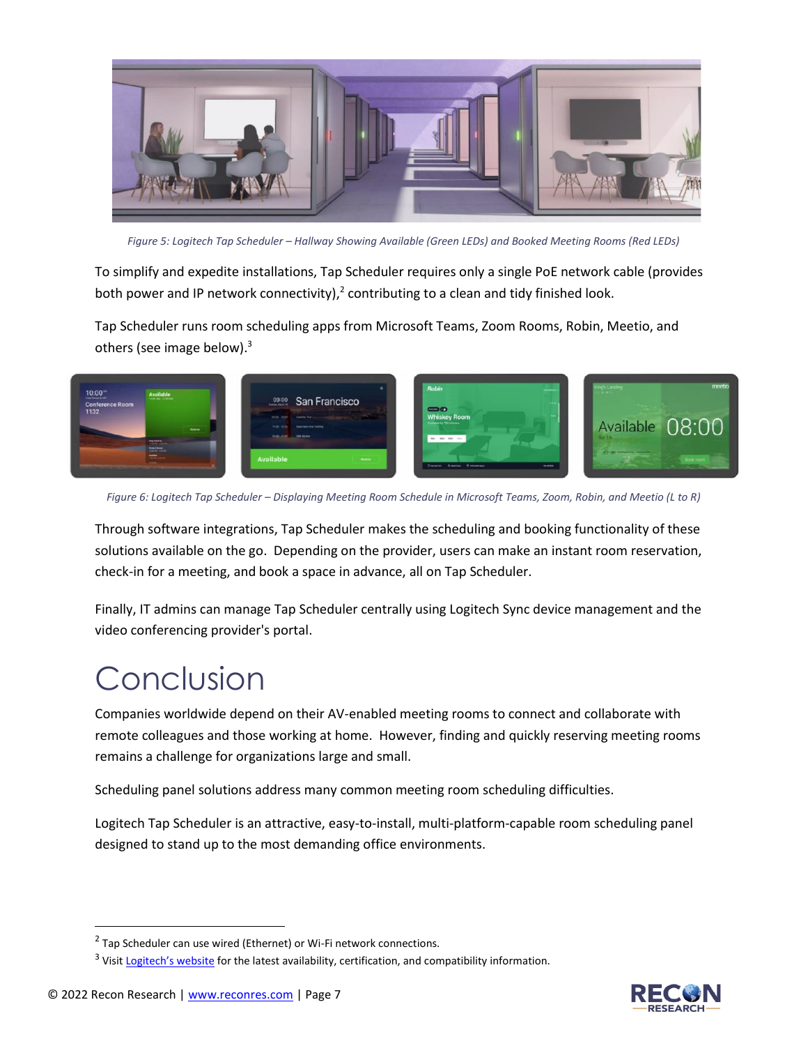*Figure 5: Logitech Tap Scheduler – Hallway Showing Available (Green LEDs) and Booked Meeting Rooms (Red LEDs)*

To simplify and expedite installations, Tap Scheduler requires only a single PoE network cable (provides both power and IP network connectivity),[2] contributing to a clean and tidy finished look.

Tap Scheduler runs room scheduling apps from Microsoft Teams, Zoom Rooms, Robin, Meetio, and others (see image below).[3]

*Figure 6: Logitech Tap Scheduler – Displaying Meeting Room Schedule in Microsoft Teams, Zoom, Robin, and Meetio (L to R)*

Through software integrations, Tap Scheduler makes the scheduling and booking functionality of these solutions available on the go. Depending on the provider, users can make an instant room reservation, check-in for a meeting, and book a space in advance, all on Tap Scheduler.

Finally, IT admins can manage Tap Scheduler centrally using Logitech Sync device management and the video conferencing provider's portal.

# Conclusion

Companies worldwide depend on their AV-enabled meeting rooms to connect and collaborate with remote colleagues and those working at home. However, finding and quickly reserving meeting rooms remains a challenge for organizations large and small.

Scheduling panel solutions address many common meeting room scheduling difficulties.

Logitech Tap Scheduler is an attractive, easy-to-install, multi-platform-capable room scheduling panel designed to stand up to the most demanding office environments.

---

[2] Tap Scheduler can use wired (Ethernet) or Wi-Fi network connections.

[3] Visit Logitech's website for the latest availability, certification, and compatibility information.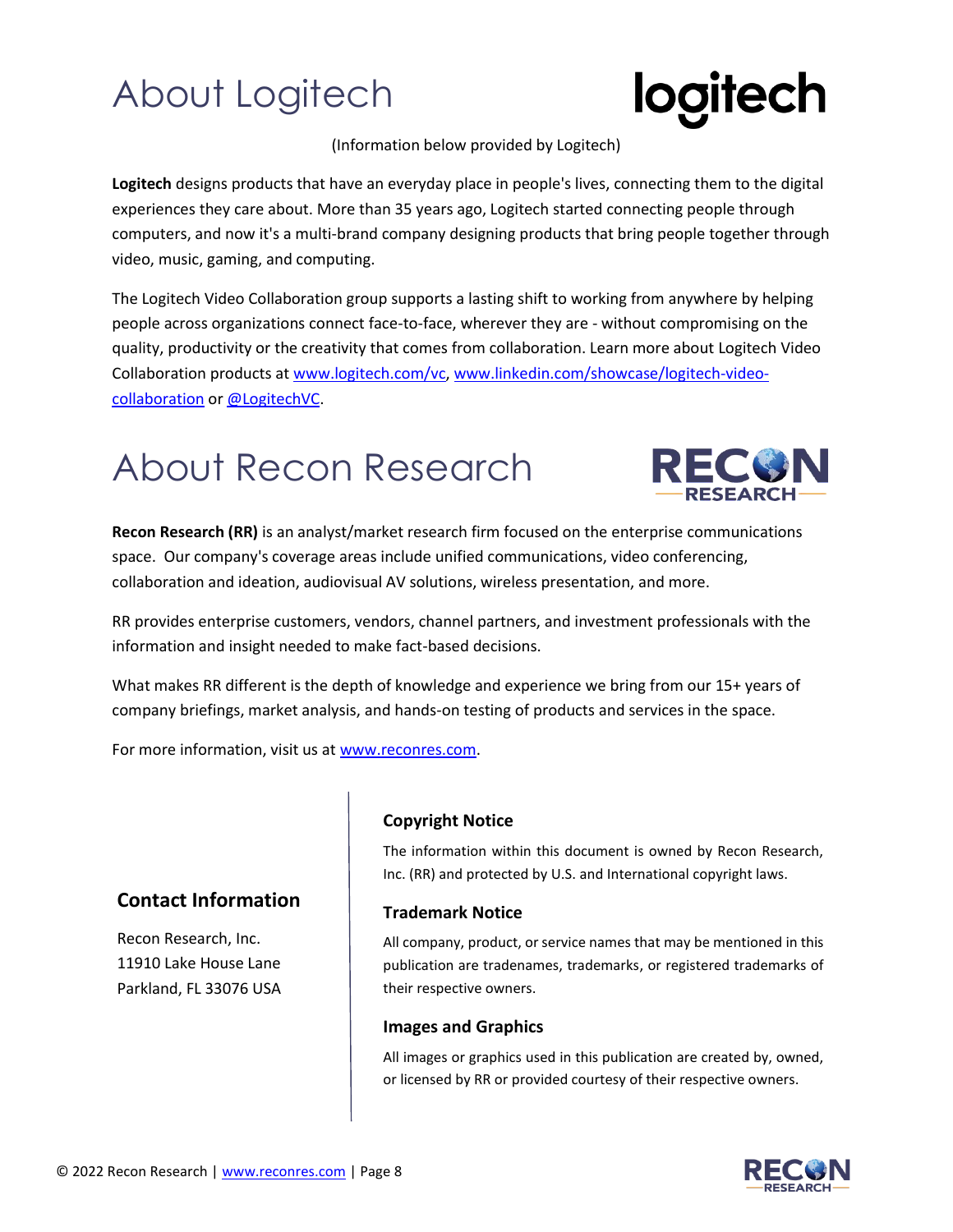# About Logitech

(Information below provided by Logitech)

**Logitech** designs products that have an everyday place in people's lives, connecting them to the digital experiences they care about. More than 35 years ago, Logitech started connecting people through computers, and now it's a multi-brand company designing products that bring people together through video, music, gaming, and computing.

The Logitech Video Collaboration group supports a lasting shift to working from anywhere by helping people across organizations connect face-to-face, wherever they are - without compromising on the quality, productivity or the creativity that comes from collaboration. Learn more about Logitech Video Collaboration products at www.logitech.com/vc, www.linkedin.com/showcase/logitech-video-collaboration or @LogitechVC.

# About Recon Research

**Recon Research (RR)** is an analyst/market research firm focused on the enterprise communications space. Our company's coverage areas include unified communications, video conferencing, collaboration and ideation, audiovisual AV solutions, wireless presentation, and more.

RR provides enterprise customers, vendors, channel partners, and investment professionals with the information and insight needed to make fact-based decisions.

What makes RR different is the depth of knowledge and experience we bring from our 15+ years of company briefings, market analysis, and hands-on testing of products and services in the space.

For more information, visit us at www.reconres.com.

### Contact Information

Recon Research, Inc.
11910 Lake House Lane
Parkland, FL 33076 USA

### Copyright Notice

The information within this document is owned by Recon Research, Inc. (RR) and protected by U.S. and International copyright laws.

### Trademark Notice

All company, product, or service names that may be mentioned in this publication are tradenames, trademarks, or registered trademarks of their respective owners.

### Images and Graphics

All images or graphics used in this publication are created by, owned, or licensed by RR or provided courtesy of their respective owners.